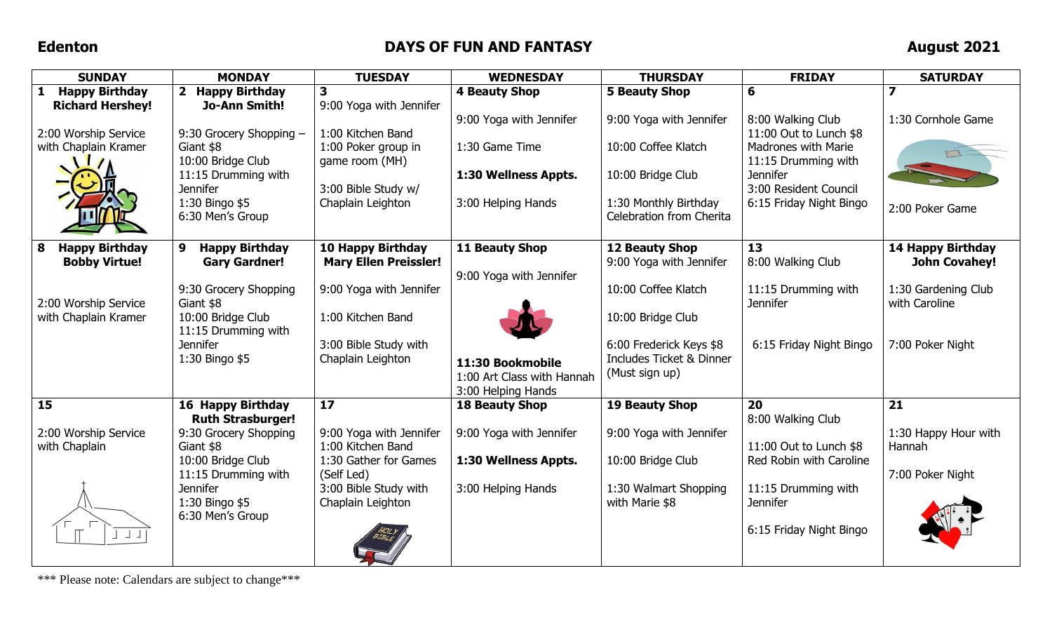**Edenton** **DAYS OF FUN AND FANTASY** **August 2021**

| SUNDAY | MONDAY | TUESDAY | WEDNESDAY | THURSDAY | FRIDAY | SATURDAY |
|---|---|---|---|---|---|---|
| **1 Happy Birthday Richard Hershey!**<br><br>2:00 Worship Service with Chaplain Kramer | **2 Happy Birthday Jo-Ann Smith!**<br><br>9:30 Grocery Shopping – Giant $8<br>10:00 Bridge Club<br>11:15 Drumming with Jennifer<br>1:30 Bingo $5<br>6:30 Men's Group | **3**<br>9:00 Yoga with Jennifer<br><br>1:00 Kitchen Band<br>1:00 Poker group in game room (MH)<br><br>3:00 Bible Study w/ Chaplain Leighton | **4 Beauty Shop**<br><br>9:00 Yoga with Jennifer<br><br>1:30 Game Time<br><br>**1:30 Wellness Appts.**<br><br>3:00 Helping Hands | **5 Beauty Shop**<br><br>9:00 Yoga with Jennifer<br><br>10:00 Coffee Klatch<br><br>10:00 Bridge Club<br><br>1:30 Monthly Birthday Celebration from Cherita | **6**<br><br>8:00 Walking Club<br>11:00 Out to Lunch $8 Madrones with Marie<br>11:15 Drumming with Jennifer<br>3:00 Resident Council<br>6:15 Friday Night Bingo | **7**<br><br>1:30 Cornhole Game<br><br>2:00 Poker Game |
| **8 Happy Birthday Bobby Virtue!**<br><br>2:00 Worship Service with Chaplain Kramer | **9 Happy Birthday Gary Gardner!**<br><br>9:30 Grocery Shopping Giant $8<br>10:00 Bridge Club<br>11:15 Drumming with Jennifer<br>1:30 Bingo $5 | **10 Happy Birthday Mary Ellen Preissler!**<br><br>9:00 Yoga with Jennifer<br><br>1:00 Kitchen Band<br><br>3:00 Bible Study with Chaplain Leighton | **11 Beauty Shop**<br><br>9:00 Yoga with Jennifer<br><br>**11:30 Bookmobile**<br>1:00 Art Class with Hannah<br>3:00 Helping Hands | **12 Beauty Shop**<br>9:00 Yoga with Jennifer<br><br>10:00 Coffee Klatch<br><br>10:00 Bridge Club<br><br>6:00 Frederick Keys $8 Includes Ticket & Dinner (Must sign up) | **13**<br>8:00 Walking Club<br><br>11:15 Drumming with Jennifer<br><br>6:15 Friday Night Bingo | **14 Happy Birthday John Covahey!**<br><br>1:30 Gardening Club with Caroline<br><br>7:00 Poker Night |
| **15**<br><br>2:00 Worship Service with Chaplain | **16 Happy Birthday Ruth Strasburger!**<br>9:30 Grocery Shopping Giant $8<br>10:00 Bridge Club<br>11:15 Drumming with Jennifer<br>1:30 Bingo $5<br>6:30 Men's Group | **17**<br><br>9:00 Yoga with Jennifer<br>1:00 Kitchen Band<br>1:30 Gather for Games (Self Led)<br>3:00 Bible Study with Chaplain Leighton | **18 Beauty Shop**<br><br>9:00 Yoga with Jennifer<br><br>**1:30 Wellness Appts.**<br><br>3:00 Helping Hands | **19 Beauty Shop**<br><br>9:00 Yoga with Jennifer<br><br>10:00 Bridge Club<br><br>1:30 Walmart Shopping with Marie $8 | **20**<br>8:00 Walking Club<br><br>11:00 Out to Lunch $8 Red Robin with Caroline<br><br>11:15 Drumming with Jennifer<br><br>6:15 Friday Night Bingo | **21**<br><br>1:30 Happy Hour with Hannah<br><br>7:00 Poker Night |

\*\*\* Please note: Calendars are subject to change\*\*\*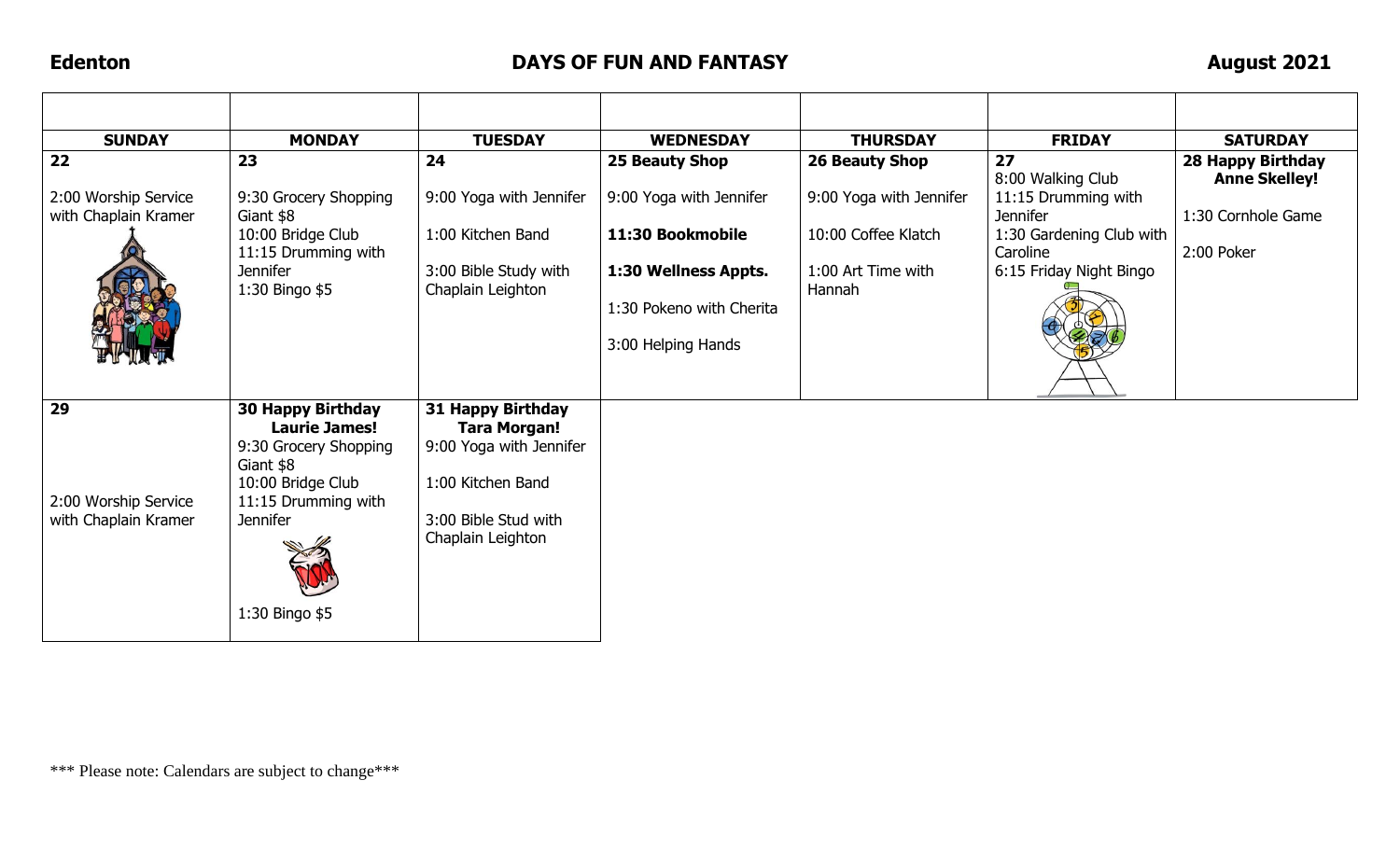**Edenton** | **DAYS OF FUN AND FANTASY** | **August 2021**

| SUNDAY | MONDAY | TUESDAY | WEDNESDAY | THURSDAY | FRIDAY | SATURDAY |
|---|---|---|---|---|---|---|
| **22**<br><br>2:00 Worship Service with Chaplain Kramer | **23**<br><br>9:30 Grocery Shopping Giant $8<br>10:00 Bridge Club<br>11:15 Drumming with Jennifer<br>1:30 Bingo $5 | **24**<br><br>9:00 Yoga with Jennifer<br><br>1:00 Kitchen Band<br><br>3:00 Bible Study with Chaplain Leighton | **25 Beauty Shop**<br><br>9:00 Yoga with Jennifer<br><br>**11:30 Bookmobile**<br><br>**1:30 Wellness Appts.**<br><br>1:30 Pokeno with Cherita<br><br>3:00 Helping Hands | **26 Beauty Shop**<br><br>9:00 Yoga with Jennifer<br><br>10:00 Coffee Klatch<br><br>1:00 Art Time with Hannah | **27**<br>8:00 Walking Club<br>11:15 Drumming with Jennifer<br>1:30 Gardening Club with Caroline<br>6:15 Friday Night Bingo | **28 Happy Birthday Anne Skelley!**<br><br>1:30 Cornhole Game<br><br>2:00 Poker |
| **29**<br><br>2:00 Worship Service with Chaplain Kramer | **30 Happy Birthday Laurie James!**<br>9:30 Grocery Shopping Giant $8<br>10:00 Bridge Club<br>11:15 Drumming with Jennifer<br><br>1:30 Bingo $5 | **31 Happy Birthday Tara Morgan!**<br>9:00 Yoga with Jennifer<br><br>1:00 Kitchen Band<br><br>3:00 Bible Stud with Chaplain Leighton | | | | |

*** Please note: Calendars are subject to change***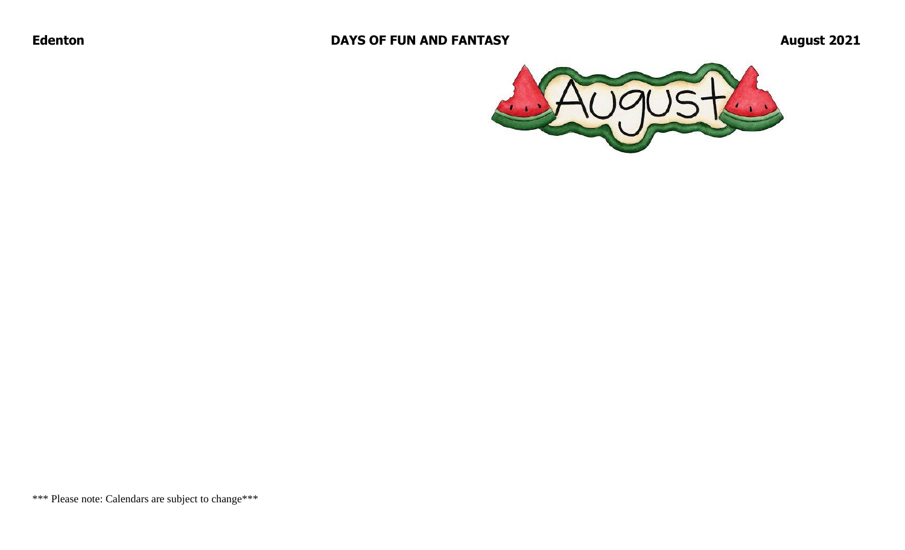**Edenton** **DAYS OF FUN AND FANTASY** **August 2021**

\*\*\* Please note: Calendars are subject to change\*\*\*